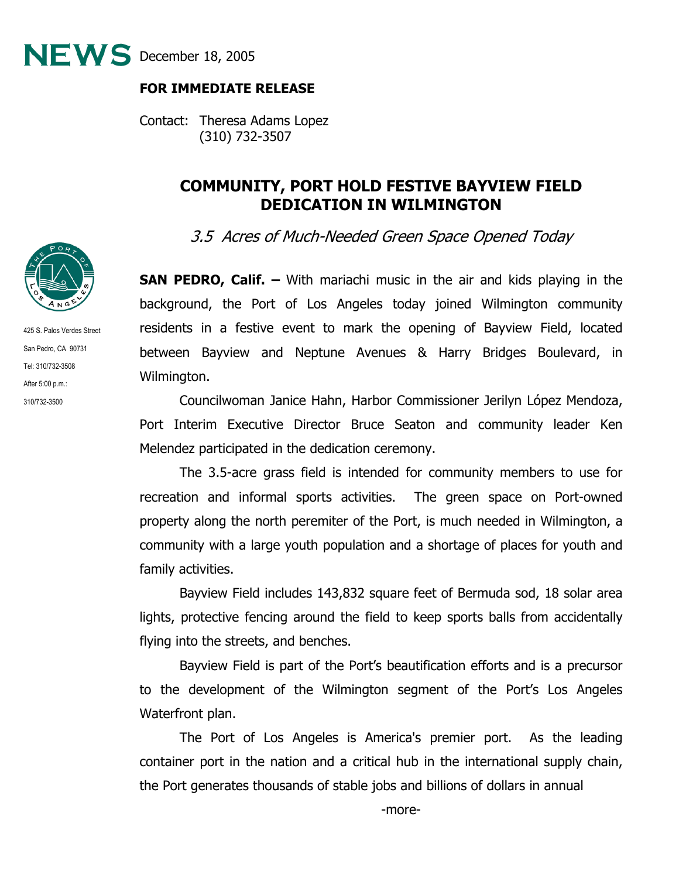# NEWS December 18, 2005

**FOR IMMEDIATE RELEASE**

Contact: Theresa Adams Lopez
(310) 732-3507

425 S. Palos Verdes Street
San Pedro, CA 90731
Tel: 310/732-3508
After 5:00 p.m.:
310/732-3500

## COMMUNITY, PORT HOLD FESTIVE BAYVIEW FIELD DEDICATION IN WILMINGTON

*3.5 Acres of Much-Needed Green Space Opened Today*

**SAN PEDRO, Calif. –** With mariachi music in the air and kids playing in the background, the Port of Los Angeles today joined Wilmington community residents in a festive event to mark the opening of Bayview Field, located between Bayview and Neptune Avenues & Harry Bridges Boulevard, in Wilmington.

Councilwoman Janice Hahn, Harbor Commissioner Jerilyn López Mendoza, Port Interim Executive Director Bruce Seaton and community leader Ken Melendez participated in the dedication ceremony.

The 3.5-acre grass field is intended for community members to use for recreation and informal sports activities. The green space on Port-owned property along the north peremiter of the Port, is much needed in Wilmington, a community with a large youth population and a shortage of places for youth and family activities.

Bayview Field includes 143,832 square feet of Bermuda sod, 18 solar area lights, protective fencing around the field to keep sports balls from accidentally flying into the streets, and benches.

Bayview Field is part of the Port's beautification efforts and is a precursor to the development of the Wilmington segment of the Port's Los Angeles Waterfront plan.

The Port of Los Angeles is America's premier port. As the leading container port in the nation and a critical hub in the international supply chain, the Port generates thousands of stable jobs and billions of dollars in annual

-more-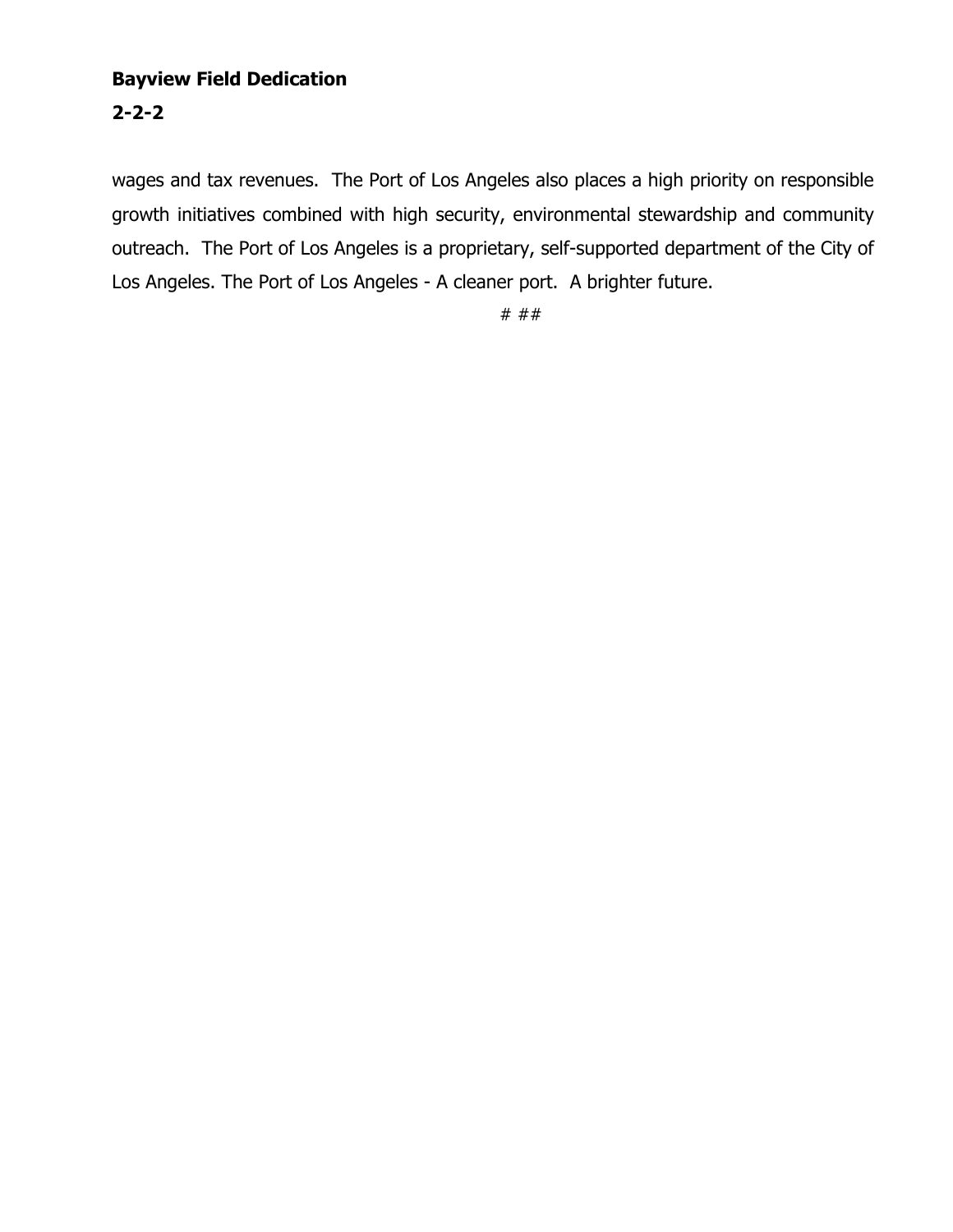wages and tax revenues. The Port of Los Angeles also places a high priority on responsible growth initiatives combined with high security, environmental stewardship and community outreach. The Port of Los Angeles is a proprietary, self-supported department of the City of Los Angeles. The Port of Los Angeles - A cleaner port. A brighter future.

# ##